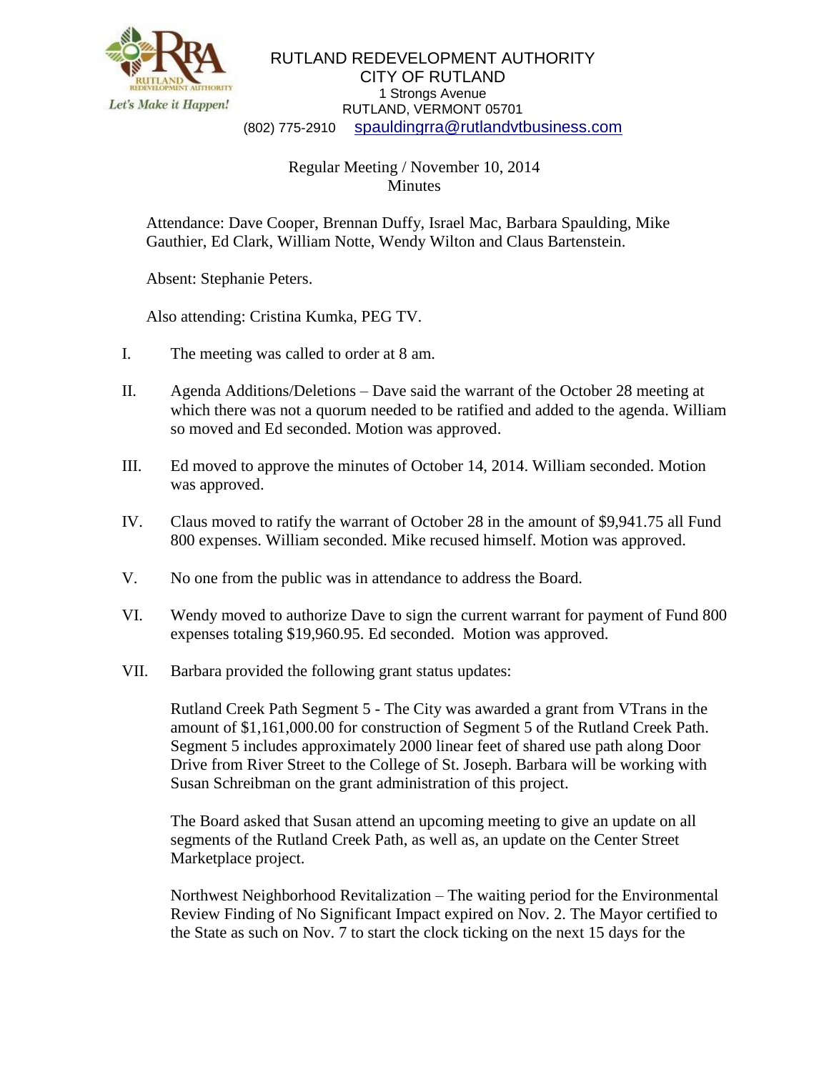RUTLAND REDEVELOPMENT AUTHORITY
CITY OF RUTLAND
1 Strongs Avenue
RUTLAND, VERMONT 05701
(802) 775-2910 spauldingrra@rutlandvtbusiness.com

Regular Meeting / November 10, 2014
Minutes

Attendance: Dave Cooper, Brennan Duffy, Israel Mac, Barbara Spaulding, Mike Gauthier, Ed Clark, William Notte, Wendy Wilton and Claus Bartenstein.

Absent: Stephanie Peters.

Also attending: Cristina Kumka, PEG TV.

I. The meeting was called to order at 8 am.

II. Agenda Additions/Deletions – Dave said the warrant of the October 28 meeting at which there was not a quorum needed to be ratified and added to the agenda. William so moved and Ed seconded. Motion was approved.

III. Ed moved to approve the minutes of October 14, 2014. William seconded. Motion was approved.

IV. Claus moved to ratify the warrant of October 28 in the amount of $9,941.75 all Fund 800 expenses. William seconded. Mike recused himself. Motion was approved.

V. No one from the public was in attendance to address the Board.

VI. Wendy moved to authorize Dave to sign the current warrant for payment of Fund 800 expenses totaling $19,960.95. Ed seconded. Motion was approved.

VII. Barbara provided the following grant status updates:

Rutland Creek Path Segment 5 - The City was awarded a grant from VTrans in the amount of $1,161,000.00 for construction of Segment 5 of the Rutland Creek Path. Segment 5 includes approximately 2000 linear feet of shared use path along Door Drive from River Street to the College of St. Joseph. Barbara will be working with Susan Schreibman on the grant administration of this project.

The Board asked that Susan attend an upcoming meeting to give an update on all segments of the Rutland Creek Path, as well as, an update on the Center Street Marketplace project.

Northwest Neighborhood Revitalization – The waiting period for the Environmental Review Finding of No Significant Impact expired on Nov. 2. The Mayor certified to the State as such on Nov. 7 to start the clock ticking on the next 15 days for the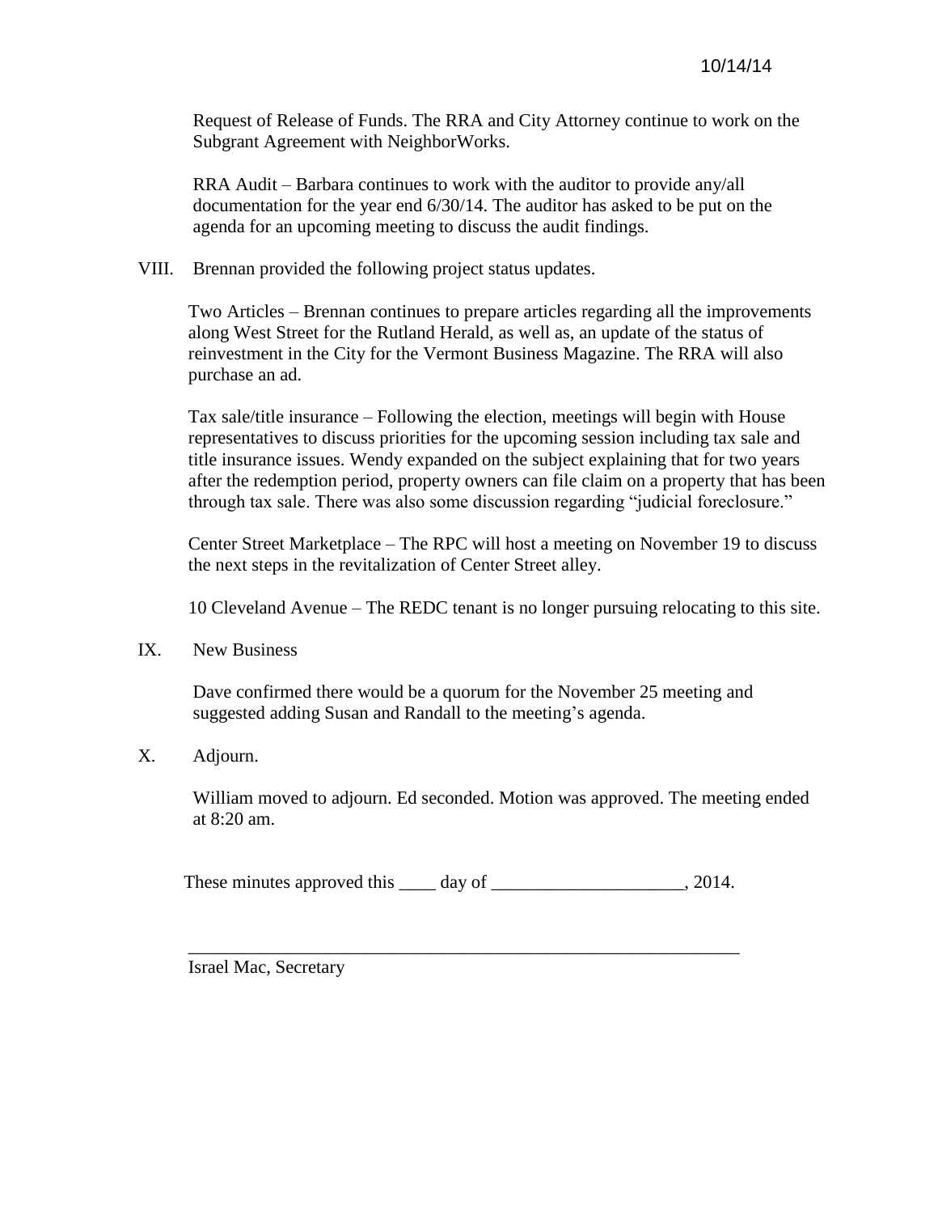Request of Release of Funds. The RRA and City Attorney continue to work on the Subgrant Agreement with NeighborWorks.

RRA Audit – Barbara continues to work with the auditor to provide any/all documentation for the year end 6/30/14. The auditor has asked to be put on the agenda for an upcoming meeting to discuss the audit findings.

VIII. Brennan provided the following project status updates.

Two Articles – Brennan continues to prepare articles regarding all the improvements along West Street for the Rutland Herald, as well as, an update of the status of reinvestment in the City for the Vermont Business Magazine. The RRA will also purchase an ad.

Tax sale/title insurance – Following the election, meetings will begin with House representatives to discuss priorities for the upcoming session including tax sale and title insurance issues. Wendy expanded on the subject explaining that for two years after the redemption period, property owners can file claim on a property that has been through tax sale. There was also some discussion regarding "judicial foreclosure."

Center Street Marketplace – The RPC will host a meeting on November 19 to discuss the next steps in the revitalization of Center Street alley.

10 Cleveland Avenue – The REDC tenant is no longer pursuing relocating to this site.

IX. New Business

Dave confirmed there would be a quorum for the November 25 meeting and suggested adding Susan and Randall to the meeting's agenda.

X. Adjourn.

William moved to adjourn. Ed seconded. Motion was approved. The meeting ended at 8:20 am.

These minutes approved this ____ day of _____________________, 2014.

_______________________________________________________________

Israel Mac, Secretary